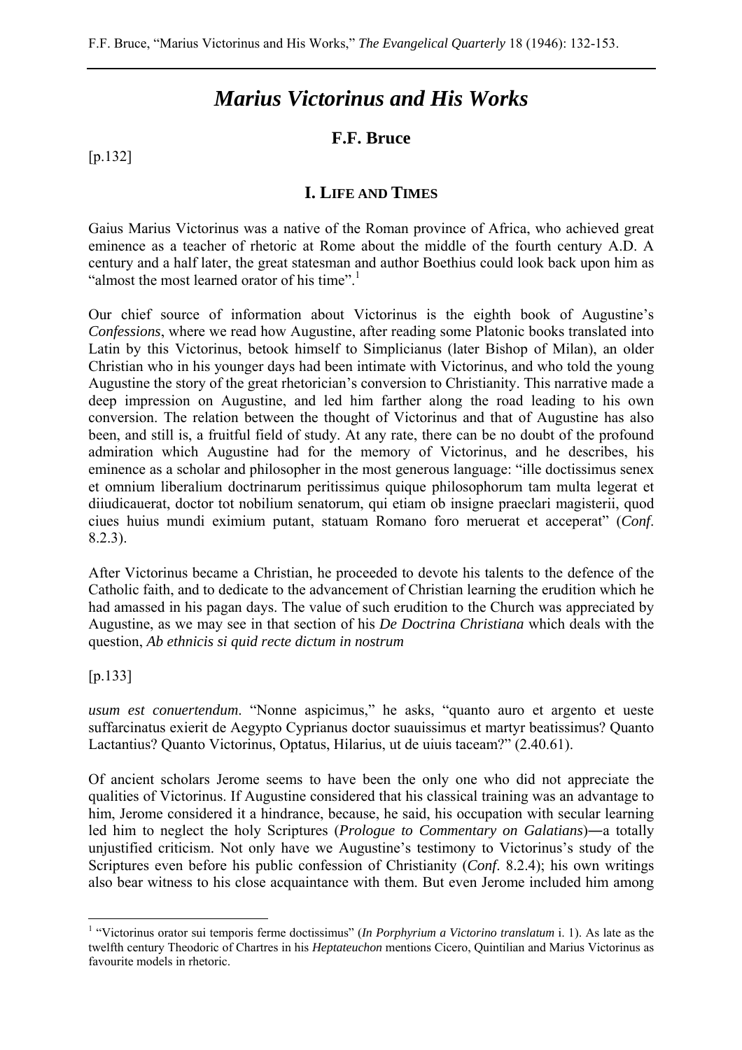# *Marius Victorinus and His Works*

## F.F. Bruce

[p.132]

### I. Life and Times

Gaius Marius Victorinus was a native of the Roman province of Africa, who achieved great eminence as a teacher of rhetoric at Rome about the middle of the fourth century A.D. A century and a half later, the great statesman and author Boethius could look back upon him as "almost the most learned orator of his time".[1]

Our chief source of information about Victorinus is the eighth book of Augustine's *Confessions*, where we read how Augustine, after reading some Platonic books translated into Latin by this Victorinus, betook himself to Simplicianus (later Bishop of Milan), an older Christian who in his younger days had been intimate with Victorinus, and who told the young Augustine the story of the great rhetorician's conversion to Christianity. This narrative made a deep impression on Augustine, and led him farther along the road leading to his own conversion. The relation between the thought of Victorinus and that of Augustine has also been, and still is, a fruitful field of study. At any rate, there can be no doubt of the profound admiration which Augustine had for the memory of Victorinus, and he describes, his eminence as a scholar and philosopher in the most generous language: "ille doctissimus senex et omnium liberalium doctrinarum peritissimus quique philosophorum tam multa legerat et diiudicauerat, doctor tot nobilium senatorum, qui etiam ob insigne praeclari magisterii, quod ciues huius mundi eximium putant, statuam Romano foro meruerat et acceperat" (*Conf*. 8.2.3).

After Victorinus became a Christian, he proceeded to devote his talents to the defence of the Catholic faith, and to dedicate to the advancement of Christian learning the erudition which he had amassed in his pagan days. The value of such erudition to the Church was appreciated by Augustine, as we may see in that section of his *De Doctrina Christiana* which deals with the question, *Ab ethnicis si quid recte dictum in nostrum*

[p.133]

*usum est conuertendum*. "Nonne aspicimus," he asks, "quanto auro et argento et ueste suffarcinatus exierit de Aegypto Cyprianus doctor suauissimus et martyr beatissimus? Quanto Lactantius? Quanto Victorinus, Optatus, Hilarius, ut de uiuis taceam?" (2.40.61).

Of ancient scholars Jerome seems to have been the only one who did not appreciate the qualities of Victorinus. If Augustine considered that his classical training was an advantage to him, Jerome considered it a hindrance, because, he said, his occupation with secular learning led him to neglect the holy Scriptures (*Prologue to Commentary on Galatians*)—a totally unjustified criticism. Not only have we Augustine's testimony to Victorinus's study of the Scriptures even before his public confession of Christianity (*Conf*. 8.2.4); his own writings also bear witness to his close acquaintance with them. But even Jerome included him among

[1] "Victorinus orator sui temporis ferme doctissimus" (*In Porphyrium a Victorino translatum* i. 1). As late as the twelfth century Theodoric of Chartres in his *Heptateuchon* mentions Cicero, Quintilian and Marius Victorinus as favourite models in rhetoric.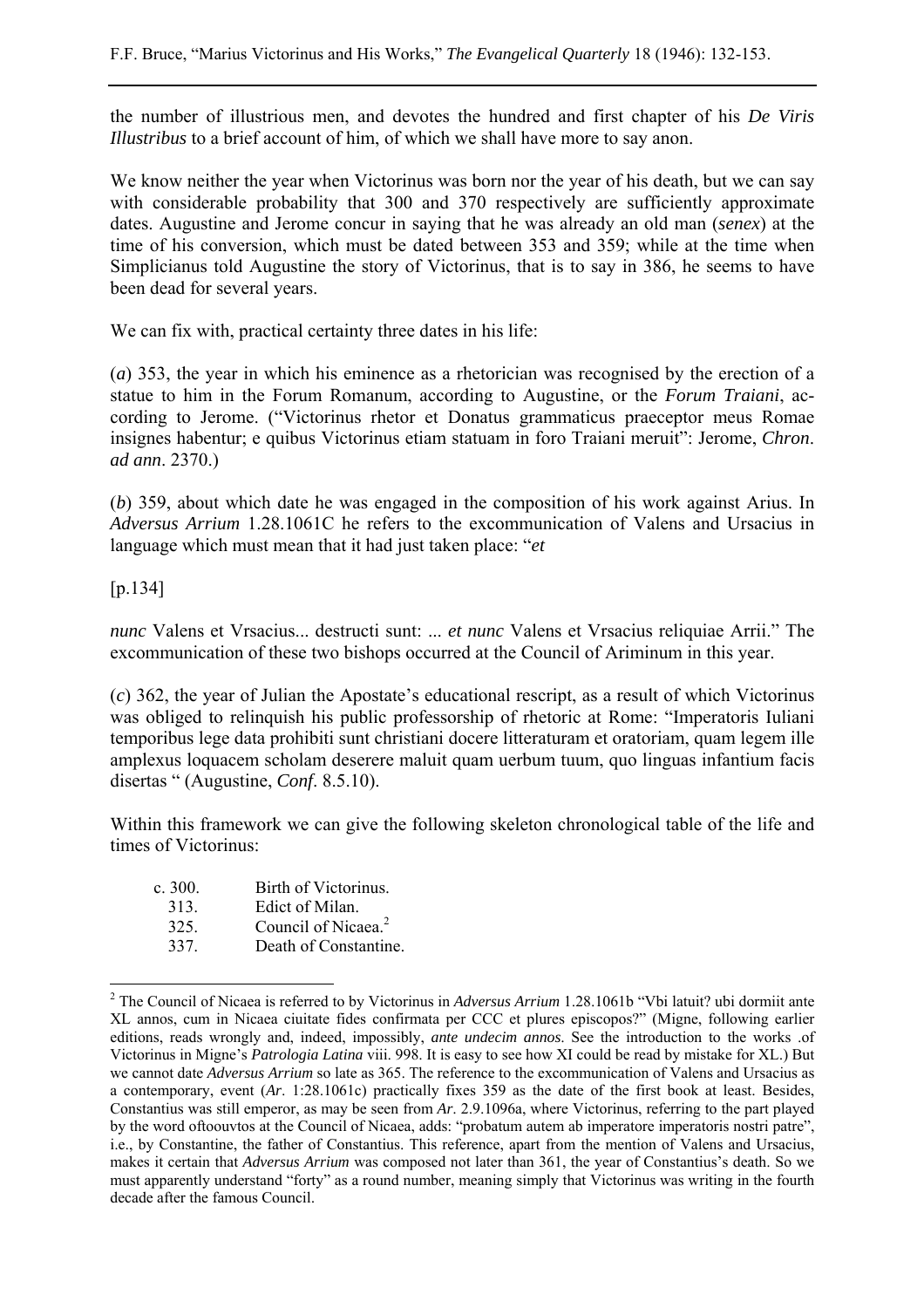the number of illustrious men, and devotes the hundred and first chapter of his *De Viris Illustribus* to a brief account of him, of which we shall have more to say anon.

We know neither the year when Victorinus was born nor the year of his death, but we can say with considerable probability that 300 and 370 respectively are sufficiently approximate dates. Augustine and Jerome concur in saying that he was already an old man (*senex*) at the time of his conversion, which must be dated between 353 and 359; while at the time when Simplicianus told Augustine the story of Victorinus, that is to say in 386, he seems to have been dead for several years.

We can fix with, practical certainty three dates in his life:

(*a*) 353, the year in which his eminence as a rhetorician was recognised by the erection of a statue to him in the Forum Romanum, according to Augustine, or the *Forum Traiani*, according to Jerome. ("Victorinus rhetor et Donatus grammaticus praeceptor meus Romae insignes habentur; e quibus Victorinus etiam statuam in foro Traiani meruit": Jerome, *Chron. ad ann*. 2370.)

(*b*) 359, about which date he was engaged in the composition of his work against Arius. In *Adversus Arrium* 1.28.1061C he refers to the excommunication of Valens and Ursacius in language which must mean that it had just taken place: "*et*

[p.134]

*nunc* Valens et Vrsacius... destructi sunt: ... *et nunc* Valens et Vrsacius reliquiae Arrii." The excommunication of these two bishops occurred at the Council of Ariminum in this year.

(*c*) 362, the year of Julian the Apostate's educational rescript, as a result of which Victorinus was obliged to relinquish his public professorship of rhetoric at Rome: "Imperatoris Iuliani temporibus lege data prohibiti sunt christiani docere litteraturam et oratoriam, quam legem ille amplexus loquacem scholam deserere maluit quam uerbum tuum, quo linguas infantium facis disertas " (Augustine, *Conf*. 8.5.10).

Within this framework we can give the following skeleton chronological table of the life and times of Victorinus:

| | |
|---|---|
| c. 300. | Birth of Victorinus. |
| 313. | Edict of Milan. |
| 325. | Council of Nicaea.[2] |
| 337. | Death of Constantine. |

[2] The Council of Nicaea is referred to by Victorinus in *Adversus Arrium* 1.28.1061b "Vbi latuit? ubi dormiit ante XL annos, cum in Nicaea ciuitate fides confirmata per CCC et plures episcopos?" (Migne, following earlier editions, reads wrongly and, indeed, impossibly, *ante undecim annos*. See the introduction to the works .of Victorinus in Migne's *Patrologia Latina* viii. 998. It is easy to see how XI could be read by mistake for XL.) But we cannot date *Adversus Arrium* so late as 365. The reference to the excommunication of Valens and Ursacius as a contemporary, event (*Ar*. 1:28.1061c) practically fixes 359 as the date of the first book at least. Besides, Constantius was still emperor, as may be seen from *Ar*. 2.9.1096a, where Victorinus, referring to the part played by the word oftoouvtos at the Council of Nicaea, adds: "probatum autem ab imperatore imperatoris nostri patre", i.e., by Constantine, the father of Constantius. This reference, apart from the mention of Valens and Ursacius, makes it certain that *Adversus Arrium* was composed not later than 361, the year of Constantius's death. So we must apparently understand "forty" as a round number, meaning simply that Victorinus was writing in the fourth decade after the famous Council.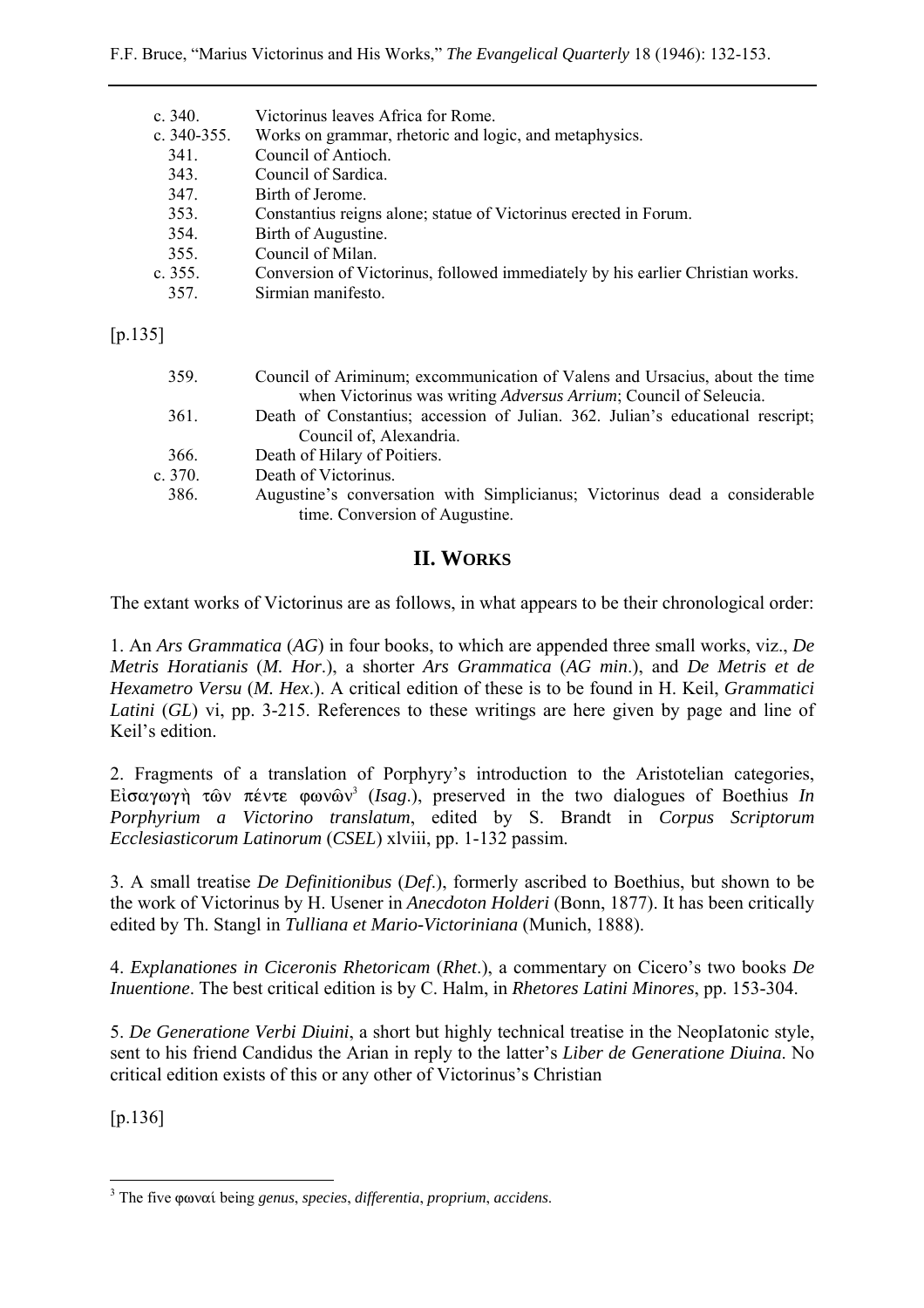| | |
|---|---|
| c. 340. | Victorinus leaves Africa for Rome. |
| c. 340-355. | Works on grammar, rhetoric and logic, and metaphysics. |
| 341. | Council of Antioch. |
| 343. | Council of Sardica. |
| 347. | Birth of Jerome. |
| 353. | Constantius reigns alone; statue of Victorinus erected in Forum. |
| 354. | Birth of Augustine. |
| 355. | Council of Milan. |
| c. 355. | Conversion of Victorinus, followed immediately by his earlier Christian works. |
| 357. | Sirmian manifesto. |

[p.135]

| | |
|---|---|
| 359. | Council of Ariminum; excommunication of Valens and Ursacius, about the time when Victorinus was writing *Adversus Arrium*; Council of Seleucia. |
| 361. | Death of Constantius; accession of Julian. 362. Julian's educational rescript; Council of, Alexandria. |
| 366. | Death of Hilary of Poitiers. |
| c. 370. | Death of Victorinus. |
| 386. | Augustine's conversation with Simplicianus; Victorinus dead a considerable time. Conversion of Augustine. |

## II. WORKS

The extant works of Victorinus are as follows, in what appears to be their chronological order:

1. An *Ars Grammatica* (*AG*) in four books, to which are appended three small works, viz., *De Metris Horatianis* (*M. Hor*.), a shorter *Ars Grammatica* (*AG min*.), and *De Metris et de Hexametro Versu* (*M. Hex*.). A critical edition of these is to be found in H. Keil, *Grammatici Latini* (*GL*) vi, pp. 3-215. References to these writings are here given by page and line of Keil's edition.

2. Fragments of a translation of Porphyry's introduction to the Aristotelian categories, Εἰσαγωγὴ τῶν πέντε φωνῶν[3] (*Isag*.), preserved in the two dialogues of Boethius *In Porphyrium a Victorino translatum*, edited by S. Brandt in *Corpus Scriptorum Ecclesiasticorum Latinorum* (*CSEL*) xlviii, pp. 1-132 passim.

3. A small treatise *De Definitionibus* (*Def*.), formerly ascribed to Boethius, but shown to be the work of Victorinus by H. Usener in *Anecdoton Holderi* (Bonn, 1877). It has been critically edited by Th. Stangl in *Tulliana et Mario-Victoriniana* (Munich, 1888).

4. *Explanationes in Ciceronis Rhetoricam* (*Rhet*.), a commentary on Cicero's two books *De Inuentione*. The best critical edition is by C. Halm, in *Rhetores Latini Minores*, pp. 153-304.

5. *De Generatione Verbi Diuini*, a short but highly technical treatise in the NeopIatonic style, sent to his friend Candidus the Arian in reply to the latter's *Liber de Generatione Diuina*. No critical edition exists of this or any other of Victorinus's Christian

[p.136]

---

[3] The five φωναί being *genus*, *species*, *differentia*, *proprium*, *accidens*.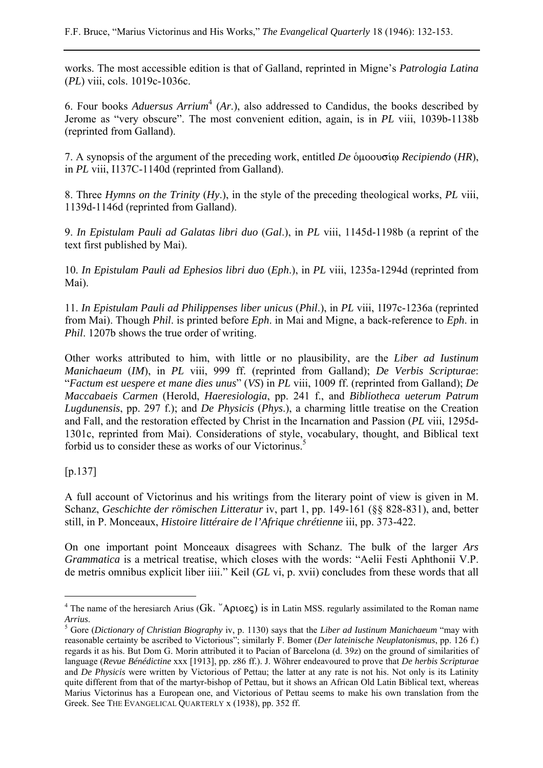works. The most accessible edition is that of Galland, reprinted in Migne's *Patrologia Latina* (*PL*) viii, cols. 1019c-1036c.

6. Four books *Aduersus Arrium*[4] (*Ar*.), also addressed to Candidus, the books described by Jerome as "very obscure". The most convenient edition, again, is in *PL* viii, 1039b-1138b (reprinted from Galland).

7. A synopsis of the argument of the preceding work, entitled *De* ὁμοουσίῳ *Recipiendo* (*HR*), in *PL* viii, I137C-1140d (reprinted from Galland).

8. Three *Hymns on the Trinity* (*Hy*.), in the style of the preceding theological works, *PL* viii, 1139d-1146d (reprinted from Galland).

9. *In Epistulam Pauli ad Galatas libri duo* (*Gal*.), in *PL* viii, 1145d-1198b (a reprint of the text first published by Mai).

10. *In Epistulam Pauli ad Ephesios libri duo* (*Eph*.), in *PL* viii, 1235a-1294d (reprinted from Mai).

11. *In Epistulam Pauli ad Philippenses liber unicus* (*Phil*.), in *PL* viii, 1I97c-1236a (reprinted from Mai). Though *Phil*. is printed before *Eph*. in Mai and Migne, a back-reference to *Eph*. in *Phil*. 1207b shows the true order of writing.

Other works attributed to him, with little or no plausibility, are the *Liber ad Iustinum Manichaeum* (*IM*), in *PL* viii, 999 ff. (reprinted from Galland); *De Verbis Scripturae*: "*Factum est uespere et mane dies unus*" (*VS*) in *PL* viii, 1009 ff. (reprinted from Galland); *De Maccabaeis Carmen* (Herold, *Haeresiologia*, pp. 241 f., and *Bibliotheca ueterum Patrum Lugdunensis*, pp. 297 f.); and *De Physicis* (*Phys*.), a charming little treatise on the Creation and Fall, and the restoration effected by Christ in the Incarnation and Passion (*PL* viii, 1295d-1301c, reprinted from Mai). Considerations of style, vocabulary, thought, and Biblical text forbid us to consider these as works of our Victorinus.[5]

[p.137]

A full account of Victorinus and his writings from the literary point of view is given in M. Schanz, *Geschichte der römischen Litteratur* iv, part 1, pp. 149-161 (§§ 828-831), and, better still, in P. Monceaux, *Histoire littéraire de l'Afrique chrétienne* iii, pp. 373-422.

On one important point Monceaux disagrees with Schanz. The bulk of the larger *Ars Grammatica* is a metrical treatise, which closes with the words: "Aelii Festi Aphthonii V.P. de metris omnibus explicit liber iiii." Keil (*GL* vi, p. xvii) concludes from these words that all

---

[4] The name of the heresiarch Arius (Gk. Ἄριοες) is in Latin MSS. regularly assimilated to the Roman name *Arrius*.

[5] Gore (*Dictionary of Christian Biography* iv, p. 1130) says that the *Liber ad Iustinum Manichaeum* "may with reasonable certainty be ascribed to Victorious"; similarly F. Bomer (*Der lateinische Neuplatonismus*, pp. 126 f.) regards it as his. But Dom G. Morin attributed it to Pacian of Barcelona (d. 39z) on the ground of similarities of language (*Revue Bénédictine* xxx [1913], pp. z86 ff.). J. Wöhrer endeavoured to prove that *De herbis Scripturae* and *De Physicis* were written by Victorious of Pettau; the latter at any rate is not his. Not only is its Latinity quite different from that of the martyr-bishop of Pettau, but it shows an African Old Latin Biblical text, whereas Marius Victorinus has a European one, and Victorious of Pettau seems to make his own translation from the Greek. See THE EVANGELICAL QUARTERLY x (1938), pp. 352 ff.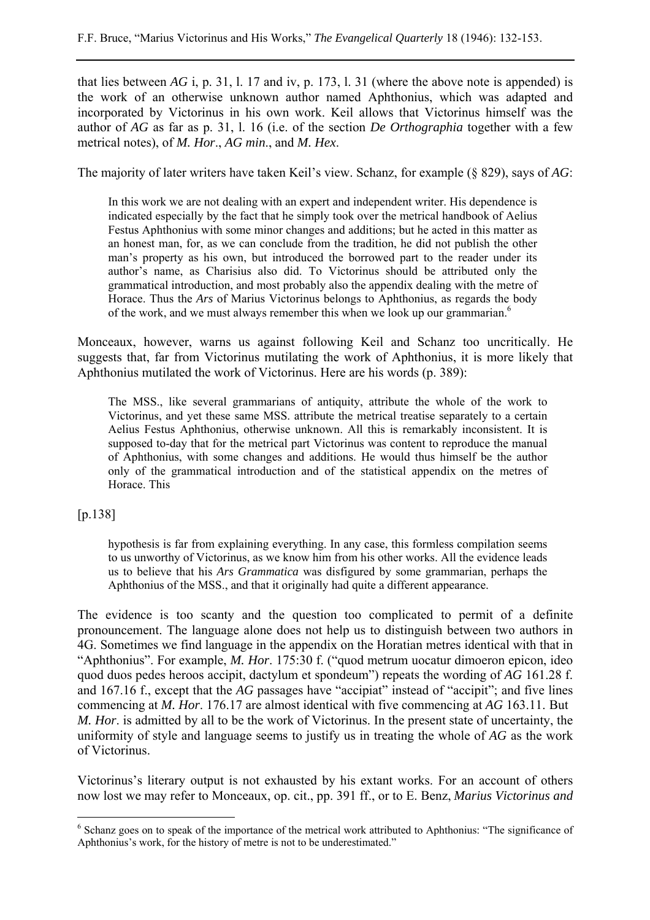that lies between *AG* i, p. 31, l. 17 and iv, p. 173, l. 31 (where the above note is appended) is the work of an otherwise unknown author named Aphthonius, which was adapted and incorporated by Victorinus in his own work. Keil allows that Victorinus himself was the author of *AG* as far as p. 31, l. 16 (i.e. of the section *De Orthographia* together with a few metrical notes), of *M. Hor*., *AG min*., and *M. Hex*.

The majority of later writers have taken Keil's view. Schanz, for example (§ 829), says of *AG*:

> In this work we are not dealing with an expert and independent writer. His dependence is indicated especially by the fact that he simply took over the metrical handbook of Aelius Festus Aphthonius with some minor changes and additions; but he acted in this matter as an honest man, for, as we can conclude from the tradition, he did not publish the other man's property as his own, but introduced the borrowed part to the reader under its author's name, as Charisius also did. To Victorinus should be attributed only the grammatical introduction, and most probably also the appendix dealing with the metre of Horace. Thus the *Ars* of Marius Victorinus belongs to Aphthonius, as regards the body of the work, and we must always remember this when we look up our grammarian.[6]

Monceaux, however, warns us against following Keil and Schanz too uncritically. He suggests that, far from Victorinus mutilating the work of Aphthonius, it is more likely that Aphthonius mutilated the work of Victorinus. Here are his words (p. 389):

> The MSS., like several grammarians of antiquity, attribute the whole of the work to Victorinus, and yet these same MSS. attribute the metrical treatise separately to a certain Aelius Festus Aphthonius, otherwise unknown. All this is remarkably inconsistent. It is supposed to-day that for the metrical part Victorinus was content to reproduce the manual of Aphthonius, with some changes and additions. He would thus himself be the author only of the grammatical introduction and of the statistical appendix on the metres of Horace. This
>
> [p.138]
>
> hypothesis is far from explaining everything. In any case, this formless compilation seems to us unworthy of Victorinus, as we know him from his other works. All the evidence leads us to believe that his *Ars Grammatica* was disfigured by some grammarian, perhaps the Aphthonius of the MSS., and that it originally had quite a different appearance.

The evidence is too scanty and the question too complicated to permit of a definite pronouncement. The language alone does not help us to distinguish between two authors in 4G. Sometimes we find language in the appendix on the Horatian metres identical with that in "Aphthonius". For example, *M. Hor*. 175:30 f. ("quod metrum uocatur dimoeron epicon, ideo quod duos pedes heroos accipit, dactylum et spondeum") repeats the wording of *AG* 161.28 f. and 167.16 f., except that the *AG* passages have "accipiat" instead of "accipit"; and five lines commencing at *M. Hor*. 176.17 are almost identical with five commencing at *AG* 163.11. But *M. Hor*. is admitted by all to be the work of Victorinus. In the present state of uncertainty, the uniformity of style and language seems to justify us in treating the whole of *AG* as the work of Victorinus.

Victorinus's literary output is not exhausted by his extant works. For an account of others now lost we may refer to Monceaux, op. cit., pp. 391 ff., or to E. Benz, *Marius Victorinus and*

---

[6] Schanz goes on to speak of the importance of the metrical work attributed to Aphthonius: "The significance of Aphthonius's work, for the history of metre is not to be underestimated."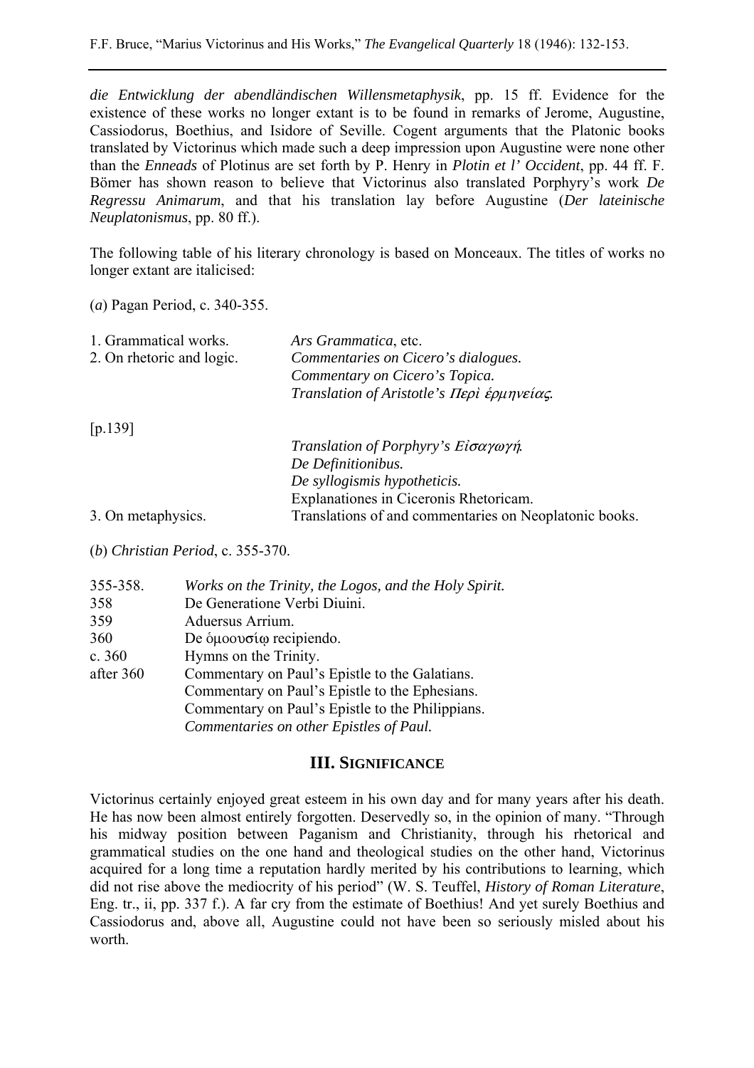*die Entwicklung der abendländischen Willensmetaphysik*, pp. 15 ff. Evidence for the existence of these works no longer extant is to be found in remarks of Jerome, Augustine, Cassiodorus, Boethius, and Isidore of Seville. Cogent arguments that the Platonic books translated by Victorinus which made such a deep impression upon Augustine were none other than the *Enneads* of Plotinus are set forth by P. Henry in *Plotin et l' Occident*, pp. 44 ff. F. Bömer has shown reason to believe that Victorinus also translated Porphyry's work *De Regressu Animarum*, and that his translation lay before Augustine (*Der lateinische Neuplatonismus*, pp. 80 ff.).

The following table of his literary chronology is based on Monceaux. The titles of works no longer extant are italicised:

(*a*) Pagan Period, c. 340-355.

| | |
|---|---|
| 1. Grammatical works. | *Ars Grammatica*, etc. |
| 2. On rhetoric and logic. | *Commentaries on Cicero's dialogues.* |
| | *Commentary on Cicero's Topica.* |
| | *Translation of Aristotle's Περὶ ἑρμηνείας.* |
| | *Translation of Porphyry's Εἰσαγωγή.* |
| | *De Definitionibus.* |
| | *De syllogismis hypotheticis.* |
| | Explanationes in Ciceronis Rhetoricam. |
| 3. On metaphysics. | Translations of and commentaries on Neoplatonic books. |

[p.139]

(*b*) *Christian Period*, c. 355-370.

| | |
|---|---|
| 355-358. | *Works on the Trinity, the Logos, and the Holy Spirit.* |
| 358 | De Generatione Verbi Diuini. |
| 359 | Aduersus Arrium. |
| 360 | De ὁμοουσίῳ recipiendo. |
| c. 360 | Hymns on the Trinity. |
| after 360 | Commentary on Paul's Epistle to the Galatians. |
| | Commentary on Paul's Epistle to the Ephesians. |
| | Commentary on Paul's Epistle to the Philippians. |
| | *Commentaries on other Epistles of Paul.* |

## III. Significance

Victorinus certainly enjoyed great esteem in his own day and for many years after his death. He has now been almost entirely forgotten. Deservedly so, in the opinion of many. "Through his midway position between Paganism and Christianity, through his rhetorical and grammatical studies on the one hand and theological studies on the other hand, Victorinus acquired for a long time a reputation hardly merited by his contributions to learning, which did not rise above the mediocrity of his period" (W. S. Teuffel, *History of Roman Literature*, Eng. tr., ii, pp. 337 f.). A far cry from the estimate of Boethius! And yet surely Boethius and Cassiodorus and, above all, Augustine could not have been so seriously misled about his worth.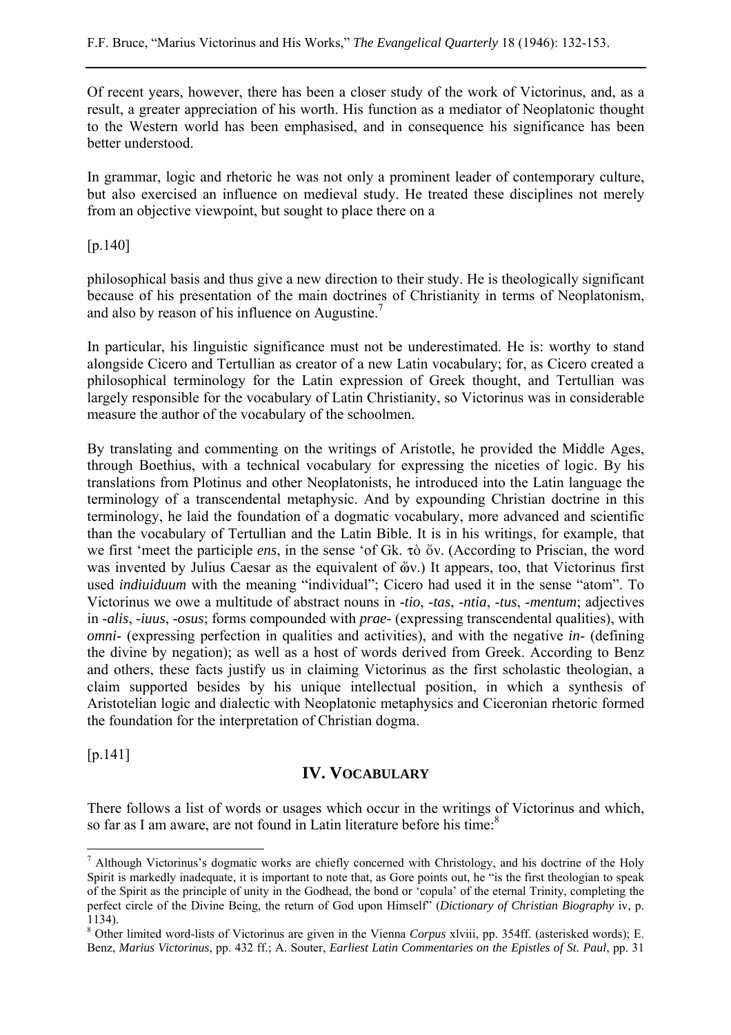Of recent years, however, there has been a closer study of the work of Victorinus, and, as a result, a greater appreciation of his worth. His function as a mediator of Neoplatonic thought to the Western world has been emphasised, and in consequence his significance has been better understood.

In grammar, logic and rhetoric he was not only a prominent leader of contemporary culture, but also exercised an influence on medieval study. He treated these disciplines not merely from an objective viewpoint, but sought to place there on a

[p.140]

philosophical basis and thus give a new direction to their study. He is theologically significant because of his presentation of the main doctrines of Christianity in terms of Neoplatonism, and also by reason of his influence on Augustine.[7]

In particular, his linguistic significance must not be underestimated. He is: worthy to stand alongside Cicero and Tertullian as creator of a new Latin vocabulary; for, as Cicero created a philosophical terminology for the Latin expression of Greek thought, and Tertullian was largely responsible for the vocabulary of Latin Christianity, so Victorinus was in considerable measure the author of the vocabulary of the schoolmen.

By translating and commenting on the writings of Aristotle, he provided the Middle Ages, through Boethius, with a technical vocabulary for expressing the niceties of logic. By his translations from Plotinus and other Neoplatonists, he introduced into the Latin language the terminology of a transcendental metaphysic. And by expounding Christian doctrine in this terminology, he laid the foundation of a dogmatic vocabulary, more advanced and scientific than the vocabulary of Tertullian and the Latin Bible. It is in his writings, for example, that we first 'meet the participle *ens*, in the sense 'of Gk. τὸ ὄν. (According to Priscian, the word was invented by Julius Caesar as the equivalent of ὤν.) It appears, too, that Victorinus first used *indiuiduum* with the meaning "individual"; Cicero had used it in the sense "atom". To Victorinus we owe a multitude of abstract nouns in *-tio*, *-tas*, *-ntia*, *-tus*, *-mentum*; adjectives in *-alis*, *-iuus*, *-osus*; forms compounded with *prae-* (expressing transcendental qualities), with *omni-* (expressing perfection in qualities and activities), and with the negative *in-* (defining the divine by negation); as well as a host of words derived from Greek. According to Benz and others, these facts justify us in claiming Victorinus as the first scholastic theologian, a claim supported besides by his unique intellectual position, in which a synthesis of Aristotelian logic and dialectic with Neoplatonic metaphysics and Ciceronian rhetoric formed the foundation for the interpretation of Christian dogma.

[p.141]

## IV. VOCABULARY

There follows a list of words or usages which occur in the writings of Victorinus and which, so far as I am aware, are not found in Latin literature before his time:[8]

---

[7] Although Victorinus's dogmatic works are chiefly concerned with Christology, and his doctrine of the Holy Spirit is markedly inadequate, it is important to note that, as Gore points out, he "is the first theologian to speak of the Spirit as the principle of unity in the Godhead, the bond or 'copula' of the eternal Trinity, completing the perfect circle of the Divine Being, the return of God upon Himself" (*Dictionary of Christian Biography* iv, p. 1134).

[8] Other limited word-lists of Victorinus are given in the Vienna *Corpus* xlviii, pp. 354ff. (asterisked words); E. Benz, *Marius Victorinus*, pp. 432 ff.; A. Souter, *Earliest Latin Commentaries on the Epistles of St. Paul*, pp. 31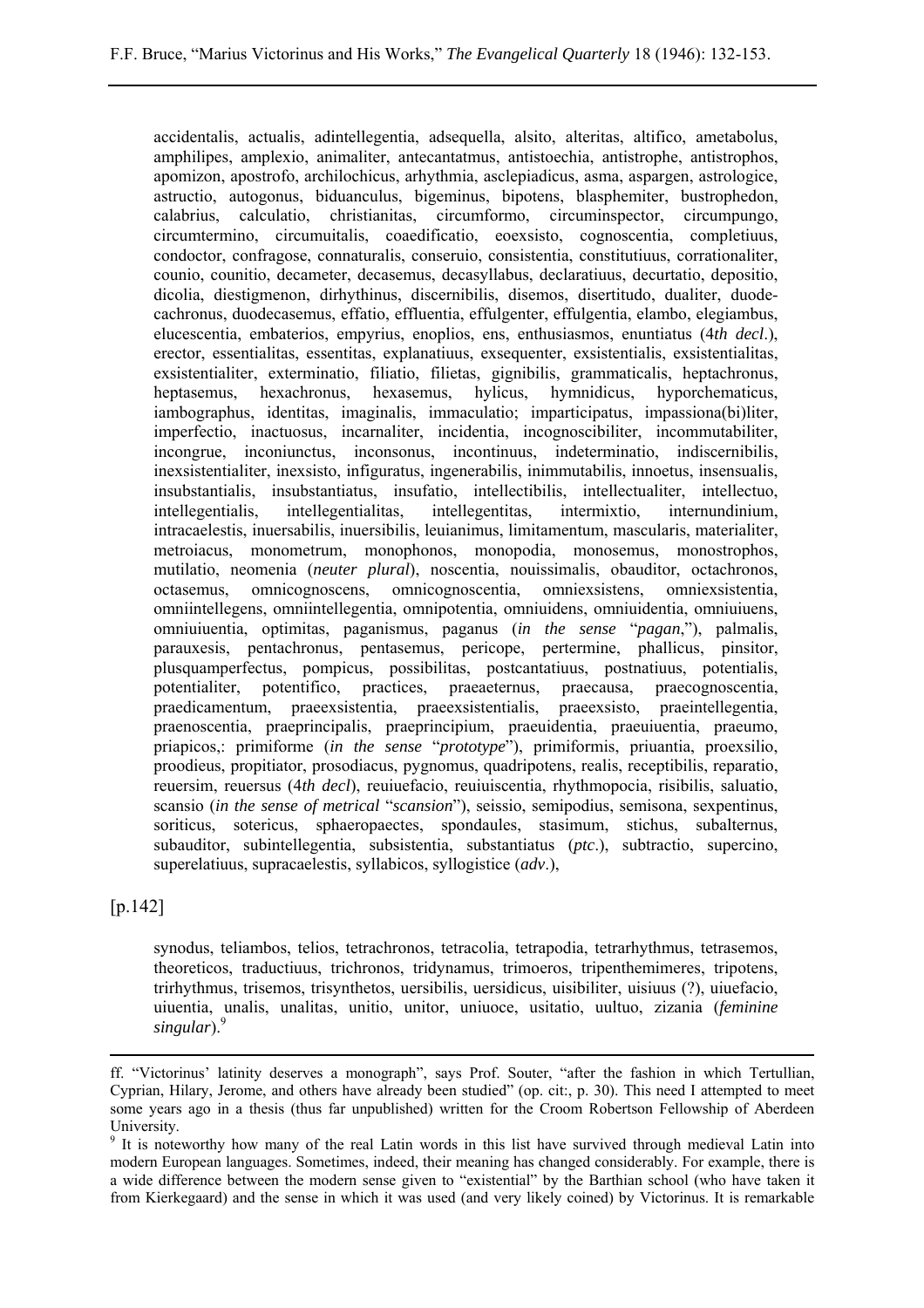accidentalis, actualis, adintellegentia, adsequella, alsito, alteritas, altifico, ametabolus, amphilipes, amplexio, animaliter, antecantatmus, antistoechia, antistrophe, antistrophos, apomizon, apostrofo, archilochicus, arhythmia, asclepiadicus, asma, aspargen, astrologice, astructio, autogonus, biduanculus, bigeminus, bipotens, blasphemiter, bustrophedon, calabrius, calculatio, christianitas, circumformo, circuminspector, circumpungo, circumtermino, circumuitalis, coaedificatio, eoexsisto, cognoscentia, completiuus, condoctor, confragose, connaturalis, conseruio, consistentia, constitutiuus, corrationaliter, counio, counitio, decameter, decasemus, decasyllabus, declaratiuus, decurtatio, depositio, dicolia, diestigmenon, dirhythinus, discernibilis, disemos, disertitudo, dualiter, duodecachronus, duodecasemus, effatio, effluentia, effulgenter, effulgentia, elambo, elegiambus, elucescentia, embaterios, empyrius, enoplios, ens, enthusiasmos, enuntiatus (4*th decl*.), erector, essentialitas, essentitas, explanatiuus, exsequenter, exsistentialis, exsistentialitas, exsistentialiter, exterminatio, filiatio, filietas, gignibilis, grammaticalis, heptachronus, heptasemus, hexachronus, hexasemus, hylicus, hymnidicus, hyporchematicus, iambographus, identitas, imaginalis, immaculatio; imparticipatus, impassiona(bi)liter, imperfectio, inactuosus, incarnaliter, incidentia, incognoscibiliter, incommutabiliter, incongrue, inconiunctus, inconsonus, incontinuus, indeterminatio, indiscernibilis, inexsistentialiter, inexsisto, infiguratus, ingenerabilis, inimmutabilis, innoetus, insensualis, insubstantialis, insubstantiatus, insufatio, intellectibilis, intellectualiter, intellectuo, intellegentialis, intellegentialitas, intellegentitas, intermixtio, internundinium, intracaelestis, inuersabilis, inuersibilis, leuianimus, limitamentum, mascularis, materialiter, metroiacus, monometrum, monophonos, monopodia, monosemus, monostrophos, mutilatio, neomenia (*neuter plural*), noscentia, nouissimalis, obauditor, octachronos, octasemus, omnicognoscens, omnicognoscentia, omniexsistens, omniexsistentia, omniintellegens, omniintellegentia, omnipotentia, omniuidens, omniuidentia, omniuiuens, omniuiuentia, optimitas, paganismus, paganus (*in the sense* "*pagan*,"), palmalis, parauxesis, pentachronus, pentasemus, pericope, pertermine, phallicus, pinsitor, plusquamperfectus, pompicus, possibilitas, postcantatiuus, postnatiuus, potentialis, potentialiter, potentifico, practices, praeaeternus, praecausa, praecognoscentia, praedicamentum, praeexsistentia, praeexsistentialis, praeexsisto, praeintellegentia, praenoscentia, praeprincipalis, praeprincipium, praeuidentia, praeuiuentia, praeumo, priapicos,: primiforme (*in the sense* "*prototype*"), primiformis, priuantia, proexsilio, proodieus, propitiator, prosodiacus, pygnomus, quadripotens, realis, receptibilis, reparatio, reuersim, reuersus (4*th decl*), reuiuefacio, reuiuiscentia, rhythmopocia, risibilis, saluatio, scansio (*in the sense of metrical* "*scansion*"), seissio, semipodius, semisona, sexpentinus, soriticus, sotericus, sphaeropaectes, spondaules, stasimum, stichus, subalternus, subauditor, subintellegentia, subsistentia, substantiatus (*ptc*.), subtractio, supercino, superelatiuus, supracaelestis, syllabicos, syllogistice (*adv*.),

[p.142]

synodus, teliambos, telios, tetrachronos, tetracolia, tetrapodia, tetrarhythmus, tetrasemos, theoreticos, traductiuus, trichronos, tridynamus, trimoeros, tripenthemimeres, tripotens, trirhythmus, trisemos, trisynthetos, uersibilis, uersidicus, uisibiliter, uisiuus (?), uiuefacio, uiuentia, unalis, unalitas, unitio, unitor, uniuoce, usitatio, uultuo, zizania (*feminine singular*).[9]

---

ff. "Victorinus' latinity deserves a monograph", says Prof. Souter, "after the fashion in which Tertullian, Cyprian, Hilary, Jerome, and others have already been studied" (op. cit:, p. 30). This need I attempted to meet some years ago in a thesis (thus far unpublished) written for the Croom Robertson Fellowship of Aberdeen University.

[9] It is noteworthy how many of the real Latin words in this list have survived through medieval Latin into modern European languages. Sometimes, indeed, their meaning has changed considerably. For example, there is a wide difference between the modern sense given to "existential" by the Barthian school (who have taken it from Kierkegaard) and the sense in which it was used (and very likely coined) by Victorinus. It is remarkable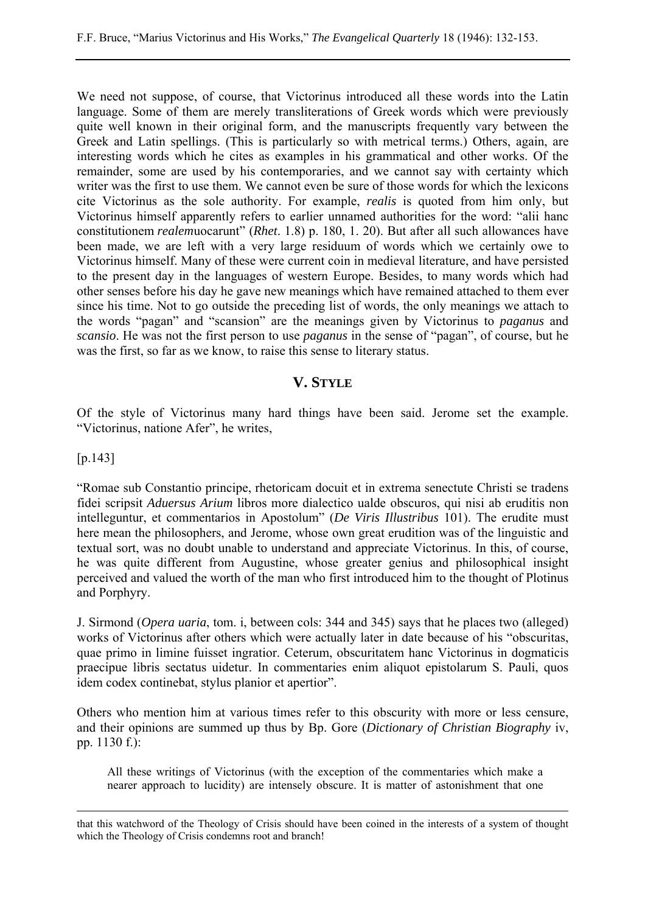We need not suppose, of course, that Victorinus introduced all these words into the Latin language. Some of them are merely transliterations of Greek words which were previously quite well known in their original form, and the manuscripts frequently vary between the Greek and Latin spellings. (This is particularly so with metrical terms.) Others, again, are interesting words which he cites as examples in his grammatical and other works. Of the remainder, some are used by his contemporaries, and we cannot say with certainty which writer was the first to use them. We cannot even be sure of those words for which the lexicons cite Victorinus as the sole authority. For example, *realis* is quoted from him only, but Victorinus himself apparently refers to earlier unnamed authorities for the word: "alii hanc constitutionem *realem*uocarunt" (*Rhet*. 1.8) p. 180, 1. 20). But after all such allowances have been made, we are left with a very large residuum of words which we certainly owe to Victorinus himself. Many of these were current coin in medieval literature, and have persisted to the present day in the languages of western Europe. Besides, to many words which had other senses before his day he gave new meanings which have remained attached to them ever since his time. Not to go outside the preceding list of words, the only meanings we attach to the words "pagan" and "scansion" are the meanings given by Victorinus to *paganus* and *scansio*. He was not the first person to use *paganus* in the sense of "pagan", of course, but he was the first, so far as we know, to raise this sense to literary status.

## V. Style

Of the style of Victorinus many hard things have been said. Jerome set the example. "Victorinus, natione Afer", he writes,

[p.143]

"Romae sub Constantio principe, rhetoricam docuit et in extrema senectute Christi se tradens fidei scripsit *Aduersus Arium* libros more dialectico ualde obscuros, qui nisi ab eruditis non intelleguntur, et commentarios in Apostolum" (*De Viris Illustribus* 101). The erudite must here mean the philosophers, and Jerome, whose own great erudition was of the linguistic and textual sort, was no doubt unable to understand and appreciate Victorinus. In this, of course, he was quite different from Augustine, whose greater genius and philosophical insight perceived and valued the worth of the man who first introduced him to the thought of Plotinus and Porphyry.

J. Sirmond (*Opera uaria*, tom. i, between cols: 344 and 345) says that he places two (alleged) works of Victorinus after others which were actually later in date because of his "obscuritas, quae primo in limine fuisset ingratior. Ceterum, obscuritatem hanc Victorinus in dogmaticis praecipue libris sectatus uidetur. In commentaries enim aliquot epistolarum S. Pauli, quos idem codex continebat, stylus planior et apertior".

Others who mention him at various times refer to this obscurity with more or less censure, and their opinions are summed up thus by Bp. Gore (*Dictionary of Christian Biography* iv, pp. 1130 f.):

> All these writings of Victorinus (with the exception of the commentaries which make a nearer approach to lucidity) are intensely obscure. It is matter of astonishment that one

---

that this watchword of the Theology of Crisis should have been coined in the interests of a system of thought which the Theology of Crisis condemns root and branch!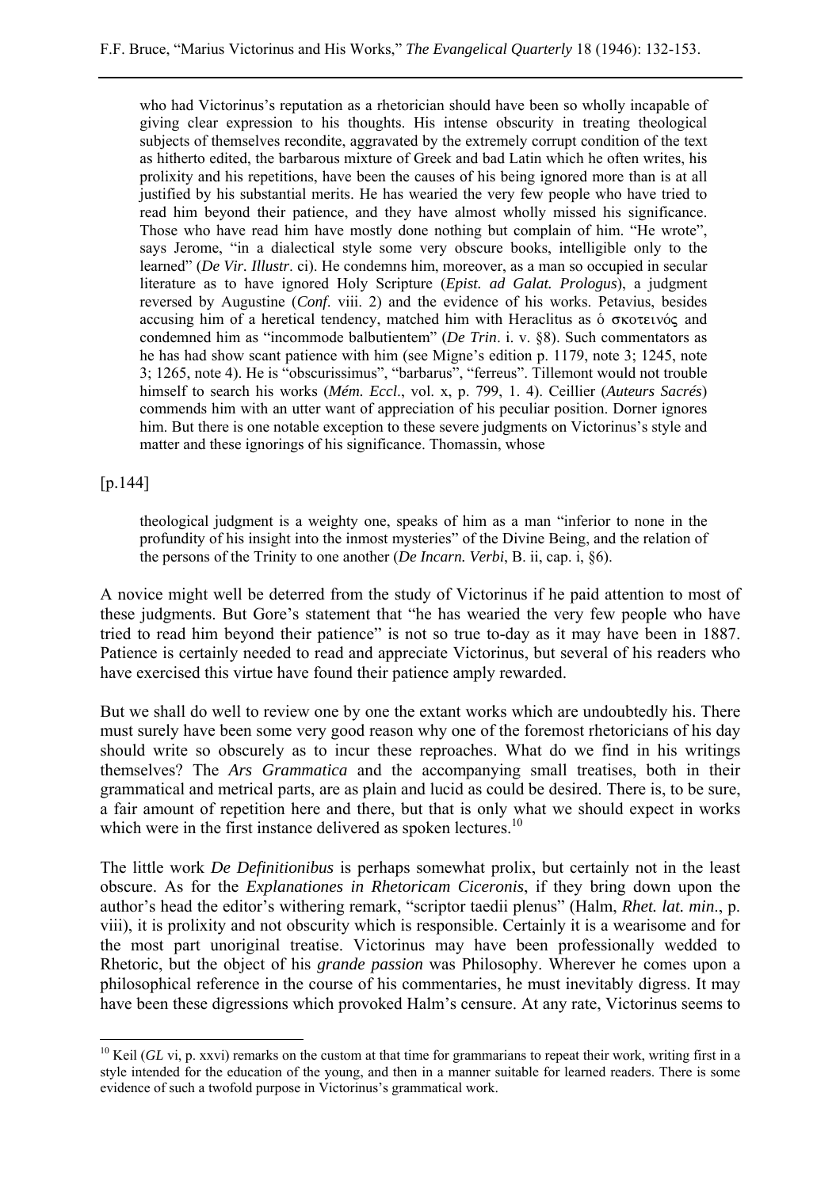> who had Victorinus's reputation as a rhetorician should have been so wholly incapable of giving clear expression to his thoughts. His intense obscurity in treating theological subjects of themselves recondite, aggravated by the extremely corrupt condition of the text as hitherto edited, the barbarous mixture of Greek and bad Latin which he often writes, his prolixity and his repetitions, have been the causes of his being ignored more than is at all justified by his substantial merits. He has wearied the very few people who have tried to read him beyond their patience, and they have almost wholly missed his significance. Those who have read him have mostly done nothing but complain of him. "He wrote", says Jerome, "in a dialectical style some very obscure books, intelligible only to the learned" (*De Vir. Illustr*. ci). He condemns him, moreover, as a man so occupied in secular literature as to have ignored Holy Scripture (*Epist. ad Galat. Prologus*), a judgment reversed by Augustine (*Conf*. viii. 2) and the evidence of his works. Petavius, besides accusing him of a heretical tendency, matched him with Heraclitus as ὁ σκοτεινός and condemned him as "incommode balbutientem" (*De Trin*. i. v. §8). Such commentators as he has had show scant patience with him (see Migne's edition p. 1179, note 3; 1245, note 3; 1265, note 4). He is "obscurissimus", "barbarus", "ferreus". Tillemont would not trouble himself to search his works (*Mém. Eccl*., vol. x, p. 799, 1. 4). Ceillier (*Auteurs Sacrés*) commends him with an utter want of appreciation of his peculiar position. Dorner ignores him. But there is one notable exception to these severe judgments on Victorinus's style and matter and these ignorings of his significance. Thomassin, whose
>
> [p.144]
>
> theological judgment is a weighty one, speaks of him as a man "inferior to none in the profundity of his insight into the inmost mysteries" of the Divine Being, and the relation of the persons of the Trinity to one another (*De Incarn. Verbi*, B. ii, cap. i, §6).

A novice might well be deterred from the study of Victorinus if he paid attention to most of these judgments. But Gore's statement that "he has wearied the very few people who have tried to read him beyond their patience" is not so true to-day as it may have been in 1887. Patience is certainly needed to read and appreciate Victorinus, but several of his readers who have exercised this virtue have found their patience amply rewarded.

But we shall do well to review one by one the extant works which are undoubtedly his. There must surely have been some very good reason why one of the foremost rhetoricians of his day should write so obscurely as to incur these reproaches. What do we find in his writings themselves? The *Ars Grammatica* and the accompanying small treatises, both in their grammatical and metrical parts, are as plain and lucid as could be desired. There is, to be sure, a fair amount of repetition here and there, but that is only what we should expect in works which were in the first instance delivered as spoken lectures.[10]

The little work *De Definitionibus* is perhaps somewhat prolix, but certainly not in the least obscure. As for the *Explanationes in Rhetoricam Ciceronis*, if they bring down upon the author's head the editor's withering remark, "scriptor taedii plenus" (Halm, *Rhet. lat. min*., p. viii), it is prolixity and not obscurity which is responsible. Certainly it is a wearisome and for the most part unoriginal treatise. Victorinus may have been professionally wedded to Rhetoric, but the object of his *grande passion* was Philosophy. Wherever he comes upon a philosophical reference in the course of his commentaries, he must inevitably digress. It may have been these digressions which provoked Halm's censure. At any rate, Victorinus seems to

---

[10] Keil (*GL* vi, p. xxvi) remarks on the custom at that time for grammarians to repeat their work, writing first in a style intended for the education of the young, and then in a manner suitable for learned readers. There is some evidence of such a twofold purpose in Victorinus's grammatical work.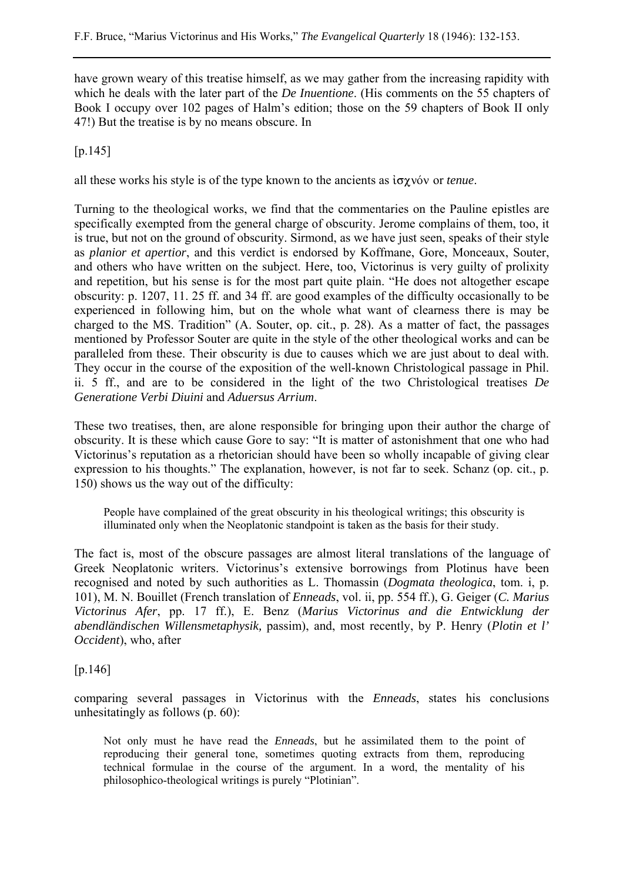have grown weary of this treatise himself, as we may gather from the increasing rapidity with which he deals with the later part of the *De Inuentione*. (His comments on the 55 chapters of Book I occupy over 102 pages of Halm's edition; those on the 59 chapters of Book II only 47!) But the treatise is by no means obscure. In

[p.145]

all these works his style is of the type known to the ancients as ἰσχνόν or *tenue*.

Turning to the theological works, we find that the commentaries on the Pauline epistles are specifically exempted from the general charge of obscurity. Jerome complains of them, too, it is true, but not on the ground of obscurity. Sirmond, as we have just seen, speaks of their style as *planior et apertior*, and this verdict is endorsed by Koffmane, Gore, Monceaux, Souter, and others who have written on the subject. Here, too, Victorinus is very guilty of prolixity and repetition, but his sense is for the most part quite plain. "He does not altogether escape obscurity: p. 1207, 11. 25 ff. and 34 ff. are good examples of the difficulty occasionally to be experienced in following him, but on the whole what want of clearness there is may be charged to the MS. Tradition" (A. Souter, op. cit., p. 28). As a matter of fact, the passages mentioned by Professor Souter are quite in the style of the other theological works and can be paralleled from these. Their obscurity is due to causes which we are just about to deal with. They occur in the course of the exposition of the well-known Christological passage in Phil. ii. 5 ff., and are to be considered in the light of the two Christological treatises *De Generatione Verbi Diuini* and *Aduersus Arrium*.

These two treatises, then, are alone responsible for bringing upon their author the charge of obscurity. It is these which cause Gore to say: "It is matter of astonishment that one who had Victorinus's reputation as a rhetorician should have been so wholly incapable of giving clear expression to his thoughts." The explanation, however, is not far to seek. Schanz (op. cit., p. 150) shows us the way out of the difficulty:

> People have complained of the great obscurity in his theological writings; this obscurity is illuminated only when the Neoplatonic standpoint is taken as the basis for their study.

The fact is, most of the obscure passages are almost literal translations of the language of Greek Neoplatonic writers. Victorinus's extensive borrowings from Plotinus have been recognised and noted by such authorities as L. Thomassin (*Dogmata theologica*, tom. i, p. 101), M. N. Bouillet (French translation of *Enneads*, vol. ii, pp. 554 ff.), G. Geiger (*C. Marius Victorinus Afer*, pp. 17 ff.), E. Benz (*Marius Victorinus and die Entwicklung der abendländischen Willensmetaphysik,* passim), and, most recently, by P. Henry (*Plotin et l' Occident*), who, after

[p.146]

comparing several passages in Victorinus with the *Enneads*, states his conclusions unhesitatingly as follows (p. 60):

> Not only must he have read the *Enneads*, but he assimilated them to the point of reproducing their general tone, sometimes quoting extracts from them, reproducing technical formulae in the course of the argument. In a word, the mentality of his philosophico-theological writings is purely "Plotinian".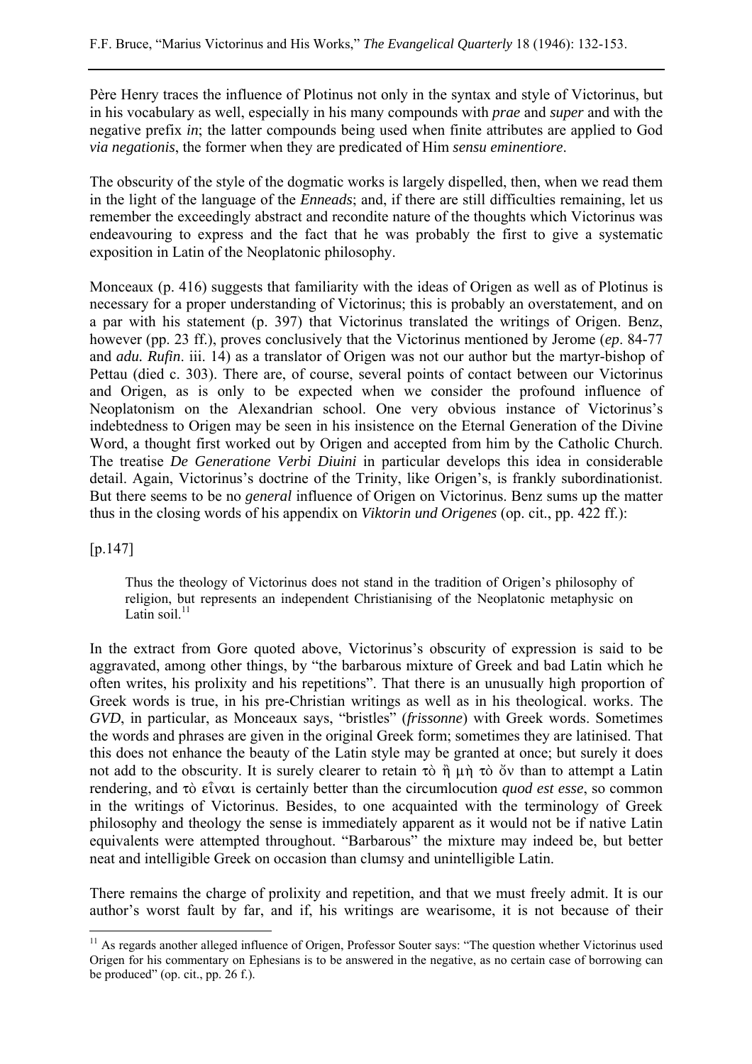Père Henry traces the influence of Plotinus not only in the syntax and style of Victorinus, but in his vocabulary as well, especially in his many compounds with *prae* and *super* and with the negative prefix *in*; the latter compounds being used when finite attributes are applied to God *via negationis*, the former when they are predicated of Him *sensu eminentiore*.

The obscurity of the style of the dogmatic works is largely dispelled, then, when we read them in the light of the language of the *Enneads*; and, if there are still difficulties remaining, let us remember the exceedingly abstract and recondite nature of the thoughts which Victorinus was endeavouring to express and the fact that he was probably the first to give a systematic exposition in Latin of the Neoplatonic philosophy.

Monceaux (p. 416) suggests that familiarity with the ideas of Origen as well as of Plotinus is necessary for a proper understanding of Victorinus; this is probably an overstatement, and on a par with his statement (p. 397) that Victorinus translated the writings of Origen. Benz, however (pp. 23 ff.), proves conclusively that the Victorinus mentioned by Jerome (*ep*. 84-77 and *adu. Rufin*. iii. 14) as a translator of Origen was not our author but the martyr-bishop of Pettau (died c. 303). There are, of course, several points of contact between our Victorinus and Origen, as is only to be expected when we consider the profound influence of Neoplatonism on the Alexandrian school. One very obvious instance of Victorinus's indebtedness to Origen may be seen in his insistence on the Eternal Generation of the Divine Word, a thought first worked out by Origen and accepted from him by the Catholic Church. The treatise *De Generatione Verbi Diuini* in particular develops this idea in considerable detail. Again, Victorinus's doctrine of the Trinity, like Origen's, is frankly subordinationist. But there seems to be no *general* influence of Origen on Victorinus. Benz sums up the matter thus in the closing words of his appendix on *Viktorin und Origenes* (op. cit., pp. 422 ff.):

[p.147]

> Thus the theology of Victorinus does not stand in the tradition of Origen's philosophy of religion, but represents an independent Christianising of the Neoplatonic metaphysic on Latin soil.[11]

In the extract from Gore quoted above, Victorinus's obscurity of expression is said to be aggravated, among other things, by "the barbarous mixture of Greek and bad Latin which he often writes, his prolixity and his repetitions". That there is an unusually high proportion of Greek words is true, in his pre-Christian writings as well as in his theological. works. The *GVD*, in particular, as Monceaux says, "bristles" (*frissonne*) with Greek words. Sometimes the words and phrases are given in the original Greek form; sometimes they are latinised. That this does not enhance the beauty of the Latin style may be granted at once; but surely it does not add to the obscurity. It is surely clearer to retain τὸ ἢ μὴ τὸ ὄν than to attempt a Latin rendering, and τὸ εἶναι is certainly better than the circumlocution *quod est esse*, so common in the writings of Victorinus. Besides, to one acquainted with the terminology of Greek philosophy and theology the sense is immediately apparent as it would not be if native Latin equivalents were attempted throughout. "Barbarous" the mixture may indeed be, but better neat and intelligible Greek on occasion than clumsy and unintelligible Latin.

There remains the charge of prolixity and repetition, and that we must freely admit. It is our author's worst fault by far, and if, his writings are wearisome, it is not because of their

---

[11] As regards another alleged influence of Origen, Professor Souter says: "The question whether Victorinus used Origen for his commentary on Ephesians is to be answered in the negative, as no certain case of borrowing can be produced" (op. cit., pp. 26 f.).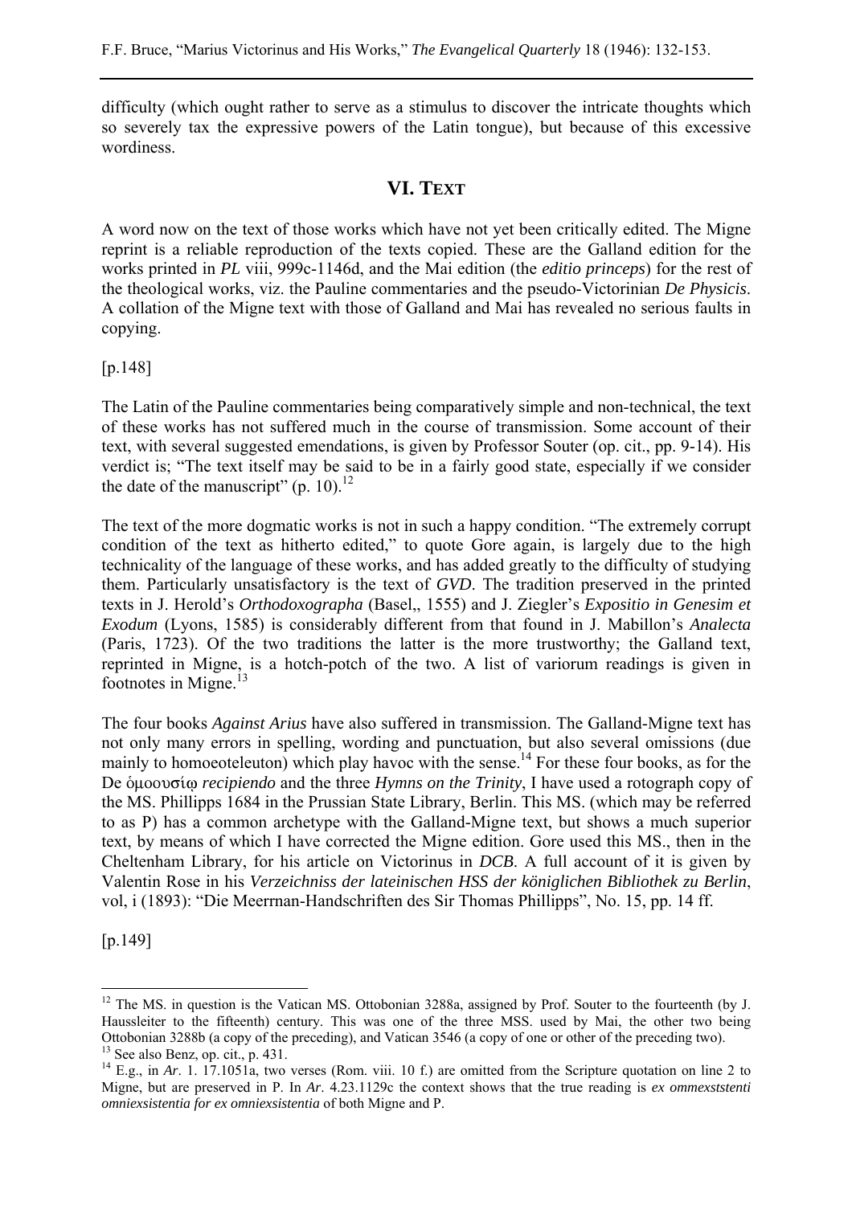difficulty (which ought rather to serve as a stimulus to discover the intricate thoughts which so severely tax the expressive powers of the Latin tongue), but because of this excessive wordiness.

## VI. TEXT

A word now on the text of those works which have not yet been critically edited. The Migne reprint is a reliable reproduction of the texts copied. These are the Galland edition for the works printed in *PL* viii, 999c-1146d, and the Mai edition (the *editio princeps*) for the rest of the theological works, viz. the Pauline commentaries and the pseudo-Victorinian *De Physicis*. A collation of the Migne text with those of Galland and Mai has revealed no serious faults in copying.

[p.148]

The Latin of the Pauline commentaries being comparatively simple and non-technical, the text of these works has not suffered much in the course of transmission. Some account of their text, with several suggested emendations, is given by Professor Souter (op. cit., pp. 9-14). His verdict is; "The text itself may be said to be in a fairly good state, especially if we consider the date of the manuscript" (p. 10).[12]

The text of the more dogmatic works is not in such a happy condition. "The extremely corrupt condition of the text as hitherto edited," to quote Gore again, is largely due to the high technicality of the language of these works, and has added greatly to the difficulty of studying them. Particularly unsatisfactory is the text of *GVD*. The tradition preserved in the printed texts in J. Herold's *Orthodoxographa* (Basel,, 1555) and J. Ziegler's *Expositio in Genesim et Exodum* (Lyons, 1585) is considerably different from that found in J. Mabillon's *Analecta* (Paris, 1723). Of the two traditions the latter is the more trustworthy; the Galland text, reprinted in Migne, is a hotch-potch of the two. A list of variorum readings is given in footnotes in Migne.[13]

The four books *Against Arius* have also suffered in transmission. The Galland-Migne text has not only many errors in spelling, wording and punctuation, but also several omissions (due mainly to homoeoteleuton) which play havoc with the sense.[14] For these four books, as for the De ὁμοουσίῳ *recipiendo* and the three *Hymns on the Trinity*, I have used a rotograph copy of the MS. Phillipps 1684 in the Prussian State Library, Berlin. This MS. (which may be referred to as P) has a common archetype with the Galland-Migne text, but shows a much superior text, by means of which I have corrected the Migne edition. Gore used this MS., then in the Cheltenham Library, for his article on Victorinus in *DCB*. A full account of it is given by Valentin Rose in his *Verzeichniss der lateinischen HSS der königlichen Bibliothek zu Berlin*, vol, i (1893): "Die Meerrnan-Handschriften des Sir Thomas Phillipps", No. 15, pp. 14 ff.

[p.149]

---

[12] The MS. in question is the Vatican MS. Ottobonian 3288a, assigned by Prof. Souter to the fourteenth (by J. Haussleiter to the fifteenth) century. This was one of the three MSS. used by Mai, the other two being Ottobonian 3288b (a copy of the preceding), and Vatican 3546 (a copy of one or other of the preceding two).

[13] See also Benz, op. cit., p. 431.

[14] E.g., in *Ar*. 1. 17.1051a, two verses (Rom. viii. 10 f.) are omitted from the Scripture quotation on line 2 to Migne, but are preserved in P. In *Ar*. 4.23.1129c the context shows that the true reading is *ex ommexststenti omniexsistentia for ex omniexsistentia* of both Migne and P.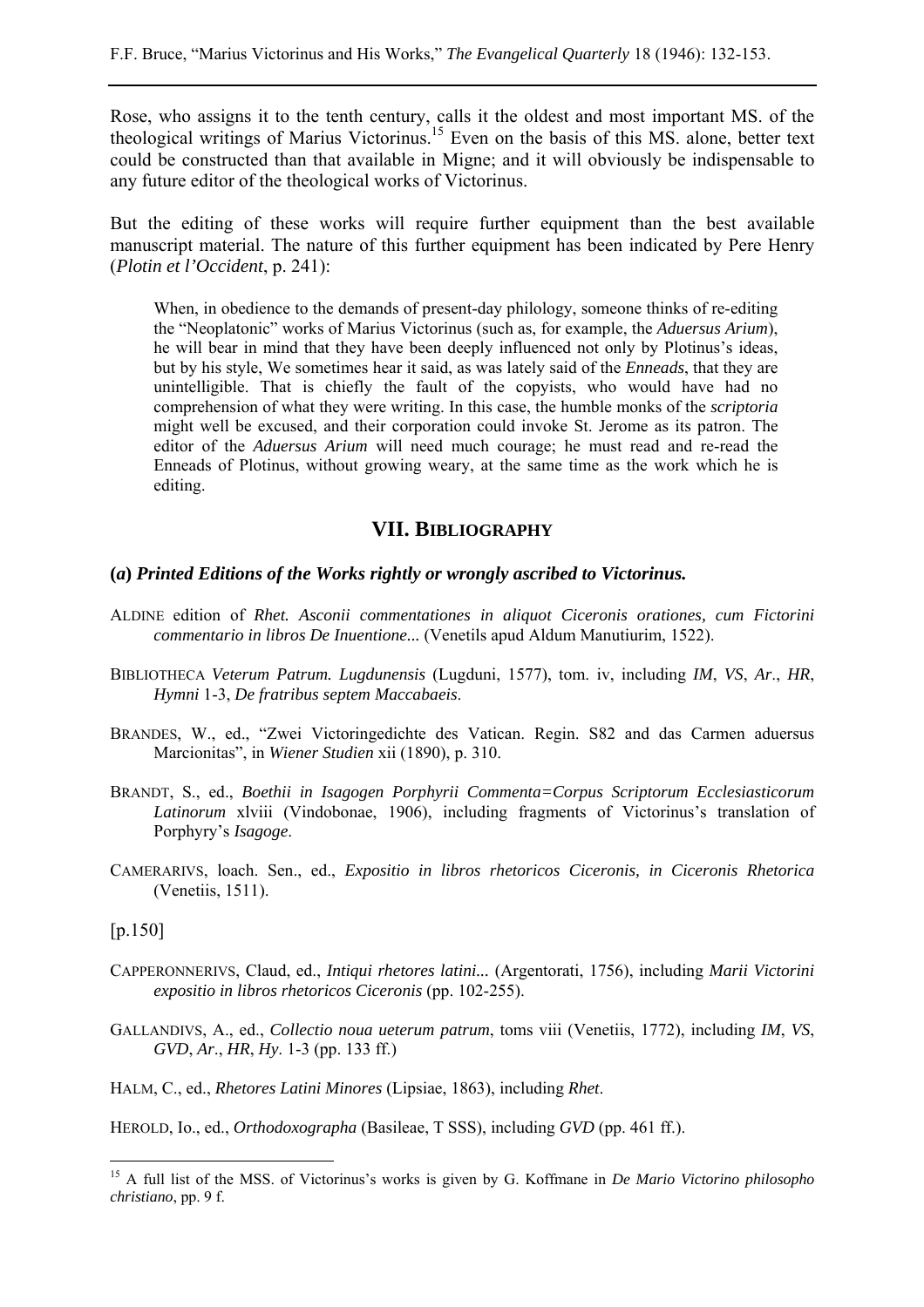Rose, who assigns it to the tenth century, calls it the oldest and most important MS. of the theological writings of Marius Victorinus.[15] Even on the basis of this MS. alone, better text could be constructed than that available in Migne; and it will obviously be indispensable to any future editor of the theological works of Victorinus.

But the editing of these works will require further equipment than the best available manuscript material. The nature of this further equipment has been indicated by Pere Henry (*Plotin et l'Occident*, p. 241):

> When, in obedience to the demands of present-day philology, someone thinks of re-editing the "Neoplatonic" works of Marius Victorinus (such as, for example, the *Aduersus Arium*), he will bear in mind that they have been deeply influenced not only by Plotinus's ideas, but by his style, We sometimes hear it said, as was lately said of the *Enneads*, that they are unintelligible. That is chiefly the fault of the copyists, who would have had no comprehension of what they were writing. In this case, the humble monks of the *scriptoria* might well be excused, and their corporation could invoke St. Jerome as its patron. The editor of the *Aduersus Arium* will need much courage; he must read and re-read the Enneads of Plotinus, without growing weary, at the same time as the work which he is editing.

## VII. Bibliography

### (*a*) *Printed Editions of the Works rightly or wrongly ascribed to Victorinus.*

ALDINE edition of *Rhet. Asconii commentationes in aliquot Ciceronis orationes, cum Fictorini commentario in libros De Inuentione...* (Venetils apud Aldum Manutiurim, 1522).

BIBLIOTHECA *Veterum Patrum. Lugdunensis* (Lugduni, 1577), tom. iv, including *IM*, *VS*, *Ar*., *HR*, *Hymni* 1-3, *De fratribus septem Maccabaeis*.

BRANDES, W., ed., "Zwei Victoringedichte des Vatican. Regin. S82 and das Carmen aduersus Marcionitas", in *Wiener Studien* xii (1890), p. 310.

BRANDT, S., ed., *Boethii in Isagogen Porphyrii Commenta=Corpus Scriptorum Ecclesiasticorum Latinorum* xlviii (Vindobonae, 1906), including fragments of Victorinus's translation of Porphyry's *Isagoge*.

CAMERARIVS, loach. Sen., ed., *Expositio in libros rhetoricos Ciceronis, in Ciceronis Rhetorica* (Venetiis, 1511).

[p.150]

CAPPERONNERIVS, Claud, ed., *Intiqui rhetores latini...* (Argentorati, 1756), including *Marii Victorini expositio in libros rhetoricos Ciceronis* (pp. 102-255).

GALLANDIVS, A., ed., *Collectio noua ueterum patrum*, toms viii (Venetiis, 1772), including *IM*, *VS*, *GVD*, *Ar*., *HR*, *Hy*. 1-3 (pp. 133 ff.)

HALM, C., ed., *Rhetores Latini Minores* (Lipsiae, 1863), including *Rhet*.

HEROLD, Io., ed., *Orthodoxographa* (Basileae, T SSS), including *GVD* (pp. 461 ff.).

---

[15] A full list of the MSS. of Victorinus's works is given by G. Koffmane in *De Mario Victorino philosopho christiano*, pp. 9 f.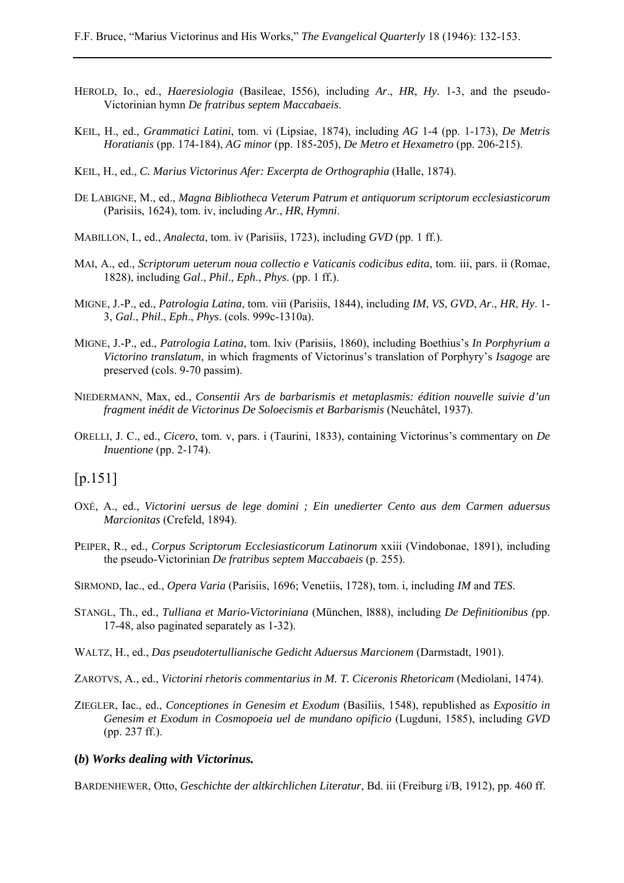HEROLD, Io., ed., *Haeresiologia* (Basileae, I556), including *Ar*., *HR*, *Hy*. 1-3, and the pseudo-Victorinian hymn *De fratribus septem Maccabaeis*.

KEIL, H., ed., *Grammatici Latini*, tom. vi (Lipsiae, 1874), including *AG* 1-4 (pp. 1-173), *De Metris Horatianis* (pp. 174-184), *AG minor* (pp. 185-205), *De Metro et Hexametro* (pp. 206-215).

KEIL, H., ed., *C. Marius Victorinus Afer: Excerpta de Orthographia* (Halle, 1874).

DE LABIGNE, M., ed., *Magna Bibliotheca Veterum Patrum et antiquorum scriptorum ecclesiasticorum* (Parisiis, 1624), tom. iv, including *Ar*., *HR*, *Hymni*.

MABILLON, I., ed., *Analecta*, tom. iv (Parisiis, 1723), including *GVD* (pp. 1 ff.).

MAI, A., ed., *Scriptorum ueterum noua collectio e Vaticanis codicibus edita*, tom. iii, pars. ii (Romae, 1828), including *Gal*., *Phil*., *Eph*., *Phys*. (pp. 1 ff.).

MIGNE, J.-P., ed., *Patrologia Latina*, tom. viii (Parisiis, 1844), including *IM*, *VS*, *GVD*, *Ar*., *HR*, *Hy*. 1-3, *Gal*., *Phil*., *Eph*., *Phys*. (cols. 999c-1310a).

MIGNE, J.-P., ed., *Patrologia Latina*, tom. lxiv (Parisiis, 1860), including Boethius's *In Porphyrium a Victorino translatum*, in which fragments of Victorinus's translation of Porphyry's *Isagoge* are preserved (cols. 9-70 passim).

NIEDERMANN, Max, ed., *Consentii Ars de barbarismis et metaplasmis: édition nouvelle suivie d'un fragment inédit de Victorinus De Soloecismis et Barbarismis* (Neuchâtel, 1937).

ORELLI, J. C., ed., *Cicero*, tom. v, pars. i (Taurini, 1833), containing Victorinus's commentary on *De Inuentione* (pp. 2-174).

[p.151]

OXÉ, A., ed., *Victorini uersus de lege domini ; Ein unedierter Cento aus dem Carmen aduersus Marcionitas* (Crefeld, 1894).

PEIPER, R., ed., *Corpus Scriptorum Ecclesiasticorum Latinorum* xxiii (Vindobonae, 1891), including the pseudo-Victorinian *De fratribus septem Maccabaeis* (p. 255).

SIRMOND, Iac., ed., *Opera Varia* (Parisiis, 1696; Venetiis, 1728), tom. i, including *IM* and *TES*.

STANGL, Th., ed., *Tulliana et Mario-Victoriniana* (München, l888), including *De Definitionibus (*pp. 17-48, also paginated separately as 1-32).

WALTZ, H., ed., *Das pseudotertullianische Gedicht Aduersus Marcionem* (Darmstadt, 1901).

ZAROTVS, A., ed., *Victorini rhetoris commentarius in M. T. Ciceronis Rhetoricam* (Mediolani, 1474).

ZIEGLER, Iac., ed., *Conceptiones in Genesim et Exodum* (Basiliis, 1548), republished as *Expositio in Genesim et Exodum in Cosmopoeia uel de mundano opificio* (Lugduni, 1585), including *GVD* (pp. 237 ff.).

**(*b*) *Works dealing with Victorinus.***

BARDENHEWER, Otto, *Geschichte der altkirchlichen Literatur*, Bd. iii (Freiburg i/B, 1912), pp. 460 ff.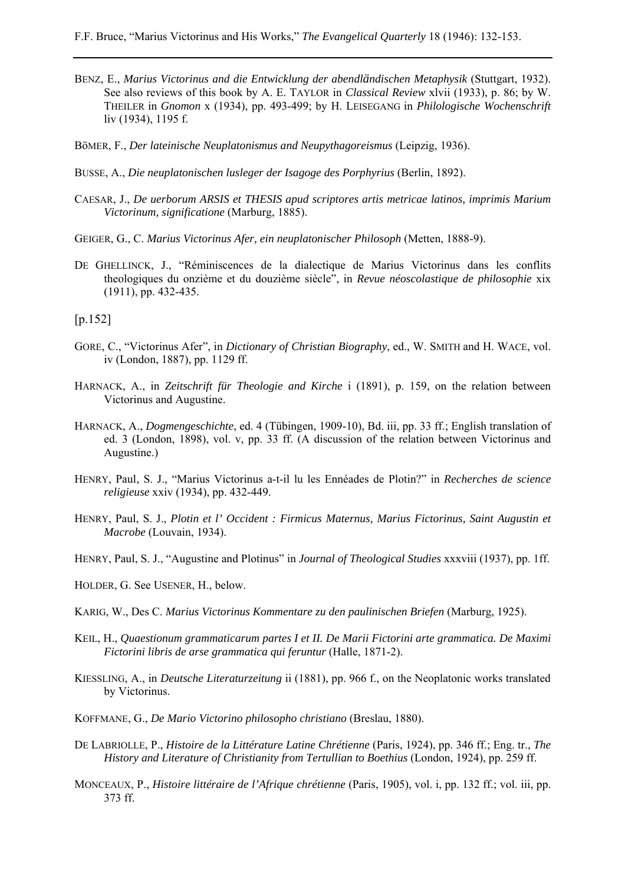BENZ, E., *Marius Victorinus and die Entwicklung der abendländischen Metaphysik* (Stuttgart, 1932). See also reviews of this book by A. E. TAYLOR in *Classical Review* xlvii (1933), p. 86; by W. THEILER in *Gnomon* x (1934), pp. 493-499; by H. LEISEGANG in *Philologische Wochenschrift* liv (1934), 1195 f.

BÖMER, F., *Der lateinische Neuplatonismus and Neupythagoreismus* (Leipzig, 1936).

BUSSE, A., *Die neuplatonischen lusleger der Isagoge des Porphyrius* (Berlin, 1892).

CAESAR, J., *De uerborum ARSIS et THESIS apud scriptores artis metricae latinos, imprimis Marium Victorinum, significatione* (Marburg, 1885).

GEIGER, G., C. *Marius Victorinus Afer, ein neuplatonischer Philosoph* (Metten, 1888-9).

DE GHELLINCK, J., "Réminiscences de la dialectique de Marius Victorinus dans les conflits theologiques du onzième et du douzième siècle", in *Revue néoscolastique de philosophie* xix (1911), pp. 432-435.

[p.152]

GORE, C., "Victorinus Afer", in *Dictionary of Christian Biography*, ed., W. SMITH and H. WACE, vol. iv (London, 1887), pp. 1129 ff.

HARNACK, A., in *Zeitschrift für Theologie and Kirche* i (1891), p. 159, on the relation between Victorinus and Augustine.

HARNACK, A., *Dogmengeschichte*, ed. 4 (Tübingen, 1909-10), Bd. iii, pp. 33 ff.; English translation of ed. 3 (London, 1898), vol. v, pp. 33 ff. (A discussion of the relation between Victorinus and Augustine.)

HENRY, Paul, S. J., "Marius Victorinus a-t-il lu les Ennéades de Plotin?" in *Recherches de science religieuse* xxiv (1934), pp. 432-449.

HENRY, Paul, S. J., *Plotin et l' Occident : Firmicus Maternus, Marius Fictorinus, Saint Augustin et Macrobe* (Louvain, 1934).

HENRY, Paul, S. J., "Augustine and Plotinus" in *Journal of Theological Studies* xxxviii (1937), pp. 1ff.

HOLDER, G. See USENER, H., below.

KARIG, W., Des C. *Marius Victorinus Kommentare zu den paulinischen Briefen* (Marburg, 1925).

KEIL, H., *Quaestionum grammaticarum partes I et II. De Marii Fictorini arte grammatica. De Maximi Fictorini libris de arse grammatica qui feruntur* (Halle, 1871-2).

KIESSLING, A., in *Deutsche Literaturzeitung* ii (1881), pp. 966 f., on the Neoplatonic works translated by Victorinus.

KOFFMANE, G., *De Mario Victorino philosopho christiano* (Breslau, 1880).

DE LABRIOLLE, P., *Histoire de la Littérature Latine Chrétienne* (Paris, 1924), pp. 346 ff.; Eng. tr., *The History and Literature of Christianity from Tertullian to Boethius* (London, 1924), pp. 259 ff.

MONCEAUX, P., *Histoire littéraire de l'Afrique chrétienne* (Paris, 1905), vol. i, pp. 132 ff.; vol. iii, pp. 373 ff.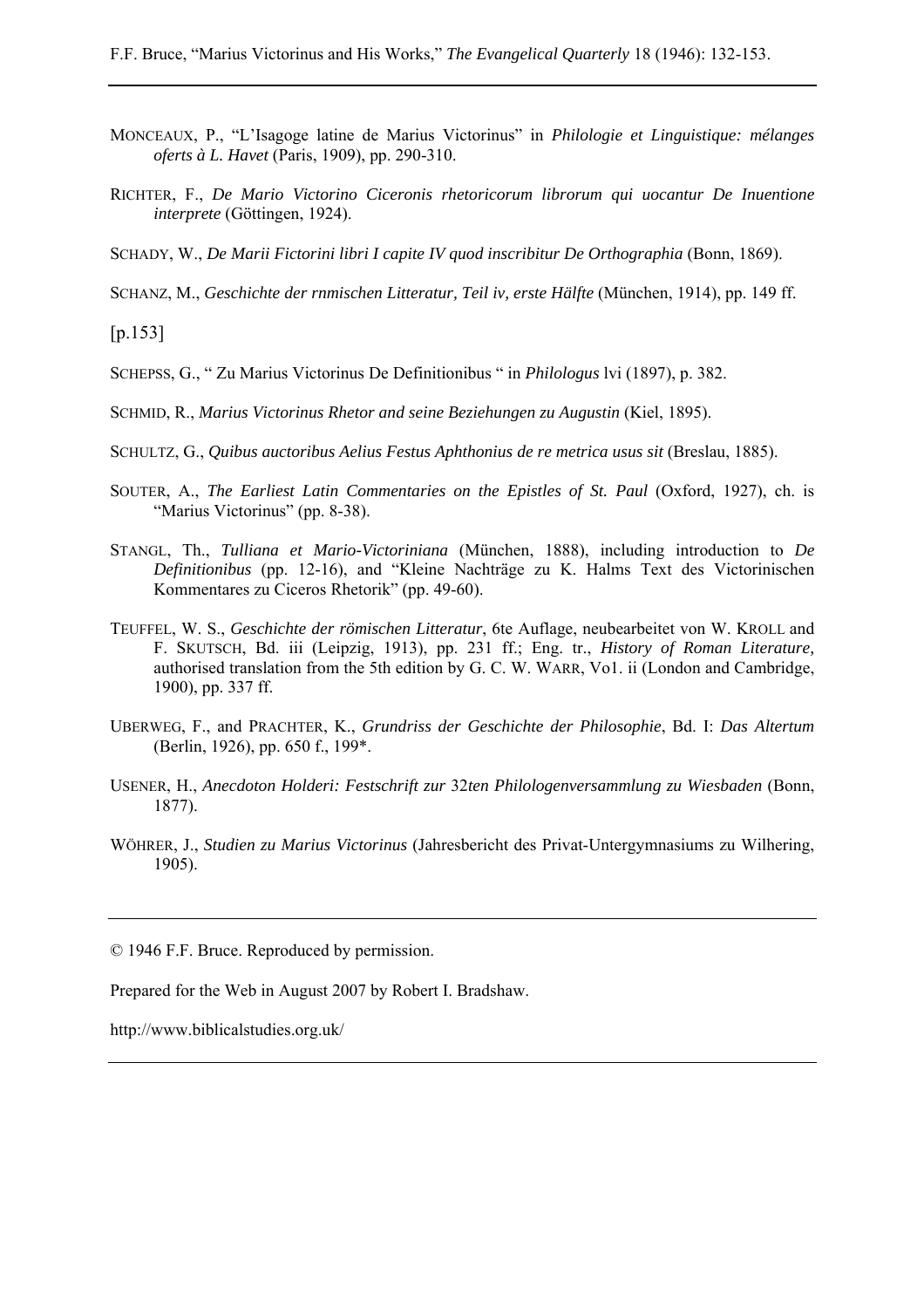MONCEAUX, P., "L'Isagoge latine de Marius Victorinus" in *Philologie et Linguistique: mélanges oferts à L. Havet* (Paris, 1909), pp. 290-310.

RICHTER, F., *De Mario Victorino Ciceronis rhetoricorum librorum qui uocantur De Inuentione interprete* (Göttingen, 1924).

SCHADY, W., *De Marii Fictorini libri I capite IV quod inscribitur De Orthographia* (Bonn, 1869).

SCHANZ, M., *Geschichte der rnmischen Litteratur, Teil iv, erste Hälfte* (München, 1914), pp. 149 ff.

[p.153]

SCHEPSS, G., " Zu Marius Victorinus De Definitionibus " in *Philologus* lvi (1897), p. 382.

SCHMID, R., *Marius Victorinus Rhetor and seine Beziehungen zu Augustin* (Kiel, 1895).

SCHULTZ, G., *Quibus auctoribus Aelius Festus Aphthonius de re metrica usus sit* (Breslau, 1885).

SOUTER, A., *The Earliest Latin Commentaries on the Epistles of St. Paul* (Oxford, 1927), ch. is "Marius Victorinus" (pp. 8-38).

STANGL, Th., *Tulliana et Mario-Victoriniana* (München, 1888), including introduction to *De Definitionibus* (pp. 12-16), and "Kleine Nachträge zu K. Halms Text des Victorinischen Kommentares zu Ciceros Rhetorik" (pp. 49-60).

TEUFFEL, W. S., *Geschichte der römischen Litteratur*, 6te Auflage, neubearbeitet von W. KROLL and F. SKUTSCH, Bd. iii (Leipzig, 1913), pp. 231 ff.; Eng. tr., *History of Roman Literature,* authorised translation from the 5th edition by G. C. W. WARR, Vo1. ii (London and Cambridge, 1900), pp. 337 ff.

UBERWEG, F., and PRACHTER, K., *Grundriss der Geschichte der Philosophie*, Bd. I: *Das Altertum* (Berlin, 1926), pp. 650 f., 199*.

USENER, H., *Anecdoton Holderi: Festschrift zur* 32*ten Philologenversammlung zu Wiesbaden* (Bonn, 1877).

WÖHRER, J., *Studien zu Marius Victorinus* (Jahresbericht des Privat-Untergymnasiums zu Wilhering, 1905).

---

© 1946 F.F. Bruce. Reproduced by permission.

Prepared for the Web in August 2007 by Robert I. Bradshaw.

http://www.biblicalstudies.org.uk/